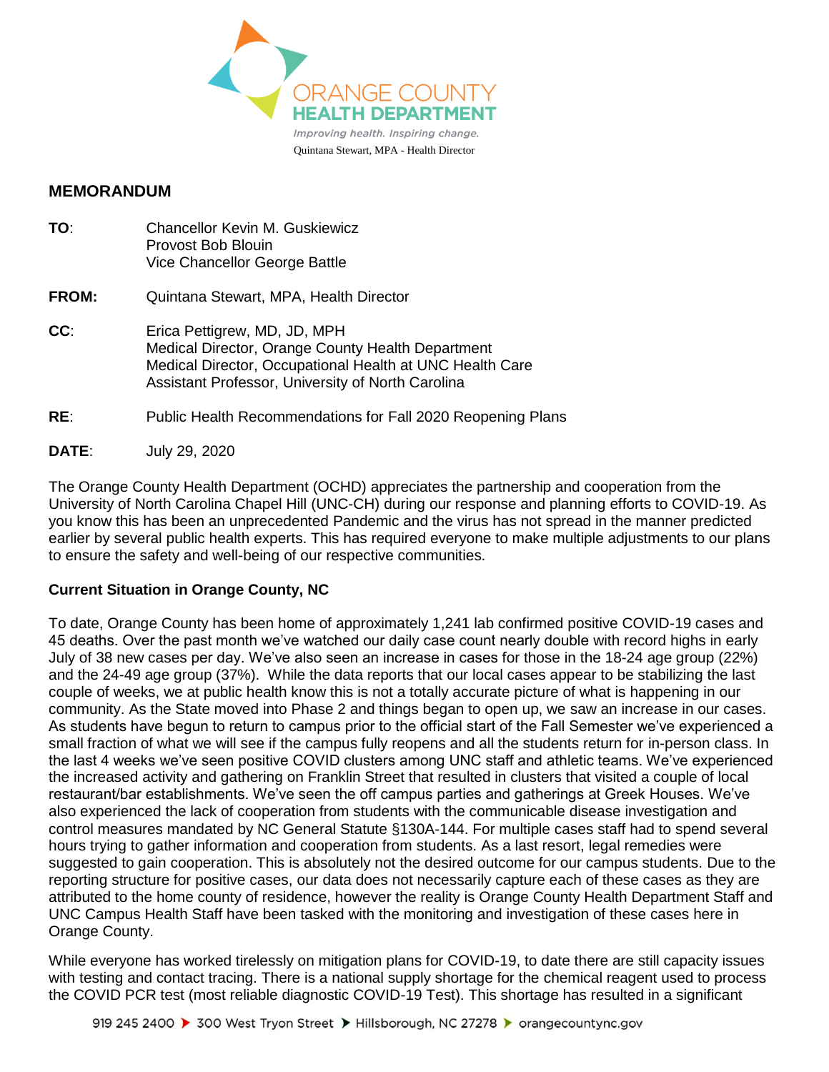ORANGE COUNTY
HEALTH DEPARTMENT

*Improving health. Inspiring change.*

Quintana Stewart, MPA - Health Director

## MEMORANDUM

**TO**: Chancellor Kevin M. Guskiewicz
Provost Bob Blouin
Vice Chancellor George Battle

**FROM:** Quintana Stewart, MPA, Health Director

**CC**: Erica Pettigrew, MD, JD, MPH
Medical Director, Orange County Health Department
Medical Director, Occupational Health at UNC Health Care
Assistant Professor, University of North Carolina

**RE**: Public Health Recommendations for Fall 2020 Reopening Plans

**DATE**: July 29, 2020

The Orange County Health Department (OCHD) appreciates the partnership and cooperation from the University of North Carolina Chapel Hill (UNC-CH) during our response and planning efforts to COVID-19. As you know this has been an unprecedented Pandemic and the virus has not spread in the manner predicted earlier by several public health experts. This has required everyone to make multiple adjustments to our plans to ensure the safety and well-being of our respective communities.

**Current Situation in Orange County, NC**

To date, Orange County has been home of approximately 1,241 lab confirmed positive COVID-19 cases and 45 deaths. Over the past month we've watched our daily case count nearly double with record highs in early July of 38 new cases per day. We've also seen an increase in cases for those in the 18-24 age group (22%) and the 24-49 age group (37%). While the data reports that our local cases appear to be stabilizing the last couple of weeks, we at public health know this is not a totally accurate picture of what is happening in our community. As the State moved into Phase 2 and things began to open up, we saw an increase in our cases. As students have begun to return to campus prior to the official start of the Fall Semester we've experienced a small fraction of what we will see if the campus fully reopens and all the students return for in-person class. In the last 4 weeks we've seen positive COVID clusters among UNC staff and athletic teams. We've experienced the increased activity and gathering on Franklin Street that resulted in clusters that visited a couple of local restaurant/bar establishments. We've seen the off campus parties and gatherings at Greek Houses. We've also experienced the lack of cooperation from students with the communicable disease investigation and control measures mandated by NC General Statute §130A-144. For multiple cases staff had to spend several hours trying to gather information and cooperation from students. As a last resort, legal remedies were suggested to gain cooperation. This is absolutely not the desired outcome for our campus students. Due to the reporting structure for positive cases, our data does not necessarily capture each of these cases as they are attributed to the home county of residence, however the reality is Orange County Health Department Staff and UNC Campus Health Staff have been tasked with the monitoring and investigation of these cases here in Orange County.

While everyone has worked tirelessly on mitigation plans for COVID-19, to date there are still capacity issues with testing and contact tracing. There is a national supply shortage for the chemical reagent used to process the COVID PCR test (most reliable diagnostic COVID-19 Test). This shortage has resulted in a significant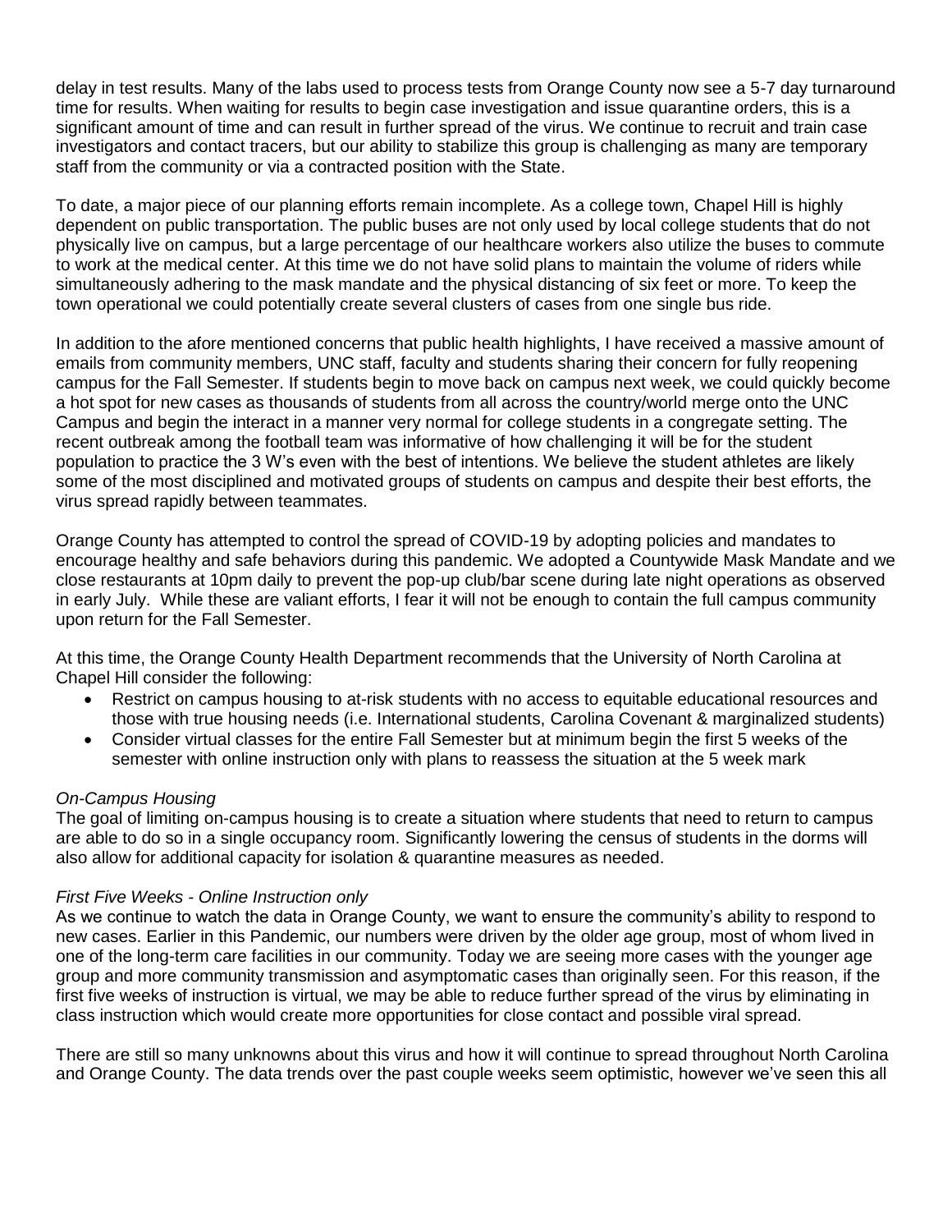delay in test results. Many of the labs used to process tests from Orange County now see a 5-7 day turnaround time for results. When waiting for results to begin case investigation and issue quarantine orders, this is a significant amount of time and can result in further spread of the virus. We continue to recruit and train case investigators and contact tracers, but our ability to stabilize this group is challenging as many are temporary staff from the community or via a contracted position with the State.

To date, a major piece of our planning efforts remain incomplete. As a college town, Chapel Hill is highly dependent on public transportation. The public buses are not only used by local college students that do not physically live on campus, but a large percentage of our healthcare workers also utilize the buses to commute to work at the medical center. At this time we do not have solid plans to maintain the volume of riders while simultaneously adhering to the mask mandate and the physical distancing of six feet or more. To keep the town operational we could potentially create several clusters of cases from one single bus ride.

In addition to the afore mentioned concerns that public health highlights, I have received a massive amount of emails from community members, UNC staff, faculty and students sharing their concern for fully reopening campus for the Fall Semester. If students begin to move back on campus next week, we could quickly become a hot spot for new cases as thousands of students from all across the country/world merge onto the UNC Campus and begin the interact in a manner very normal for college students in a congregate setting. The recent outbreak among the football team was informative of how challenging it will be for the student population to practice the 3 W's even with the best of intentions. We believe the student athletes are likely some of the most disciplined and motivated groups of students on campus and despite their best efforts, the virus spread rapidly between teammates.

Orange County has attempted to control the spread of COVID-19 by adopting policies and mandates to encourage healthy and safe behaviors during this pandemic. We adopted a Countywide Mask Mandate and we close restaurants at 10pm daily to prevent the pop-up club/bar scene during late night operations as observed in early July. While these are valiant efforts, I fear it will not be enough to contain the full campus community upon return for the Fall Semester.

At this time, the Orange County Health Department recommends that the University of North Carolina at Chapel Hill consider the following:

- Restrict on campus housing to at-risk students with no access to equitable educational resources and those with true housing needs (i.e. International students, Carolina Covenant & marginalized students)
- Consider virtual classes for the entire Fall Semester but at minimum begin the first 5 weeks of the semester with online instruction only with plans to reassess the situation at the 5 week mark

*On-Campus Housing*

The goal of limiting on-campus housing is to create a situation where students that need to return to campus are able to do so in a single occupancy room. Significantly lowering the census of students in the dorms will also allow for additional capacity for isolation & quarantine measures as needed.

*First Five Weeks - Online Instruction only*

As we continue to watch the data in Orange County, we want to ensure the community's ability to respond to new cases. Earlier in this Pandemic, our numbers were driven by the older age group, most of whom lived in one of the long-term care facilities in our community. Today we are seeing more cases with the younger age group and more community transmission and asymptomatic cases than originally seen. For this reason, if the first five weeks of instruction is virtual, we may be able to reduce further spread of the virus by eliminating in class instruction which would create more opportunities for close contact and possible viral spread.

There are still so many unknowns about this virus and how it will continue to spread throughout North Carolina and Orange County. The data trends over the past couple weeks seem optimistic, however we've seen this all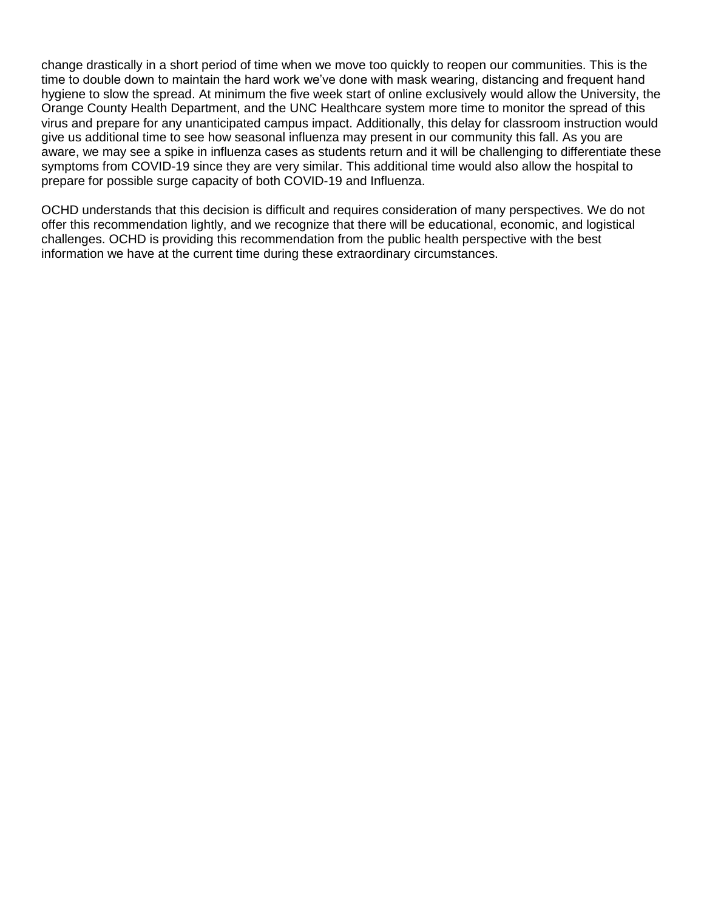change drastically in a short period of time when we move too quickly to reopen our communities. This is the time to double down to maintain the hard work we've done with mask wearing, distancing and frequent hand hygiene to slow the spread. At minimum the five week start of online exclusively would allow the University, the Orange County Health Department, and the UNC Healthcare system more time to monitor the spread of this virus and prepare for any unanticipated campus impact. Additionally, this delay for classroom instruction would give us additional time to see how seasonal influenza may present in our community this fall. As you are aware, we may see a spike in influenza cases as students return and it will be challenging to differentiate these symptoms from COVID-19 since they are very similar. This additional time would also allow the hospital to prepare for possible surge capacity of both COVID-19 and Influenza.

OCHD understands that this decision is difficult and requires consideration of many perspectives. We do not offer this recommendation lightly, and we recognize that there will be educational, economic, and logistical challenges. OCHD is providing this recommendation from the public health perspective with the best information we have at the current time during these extraordinary circumstances.